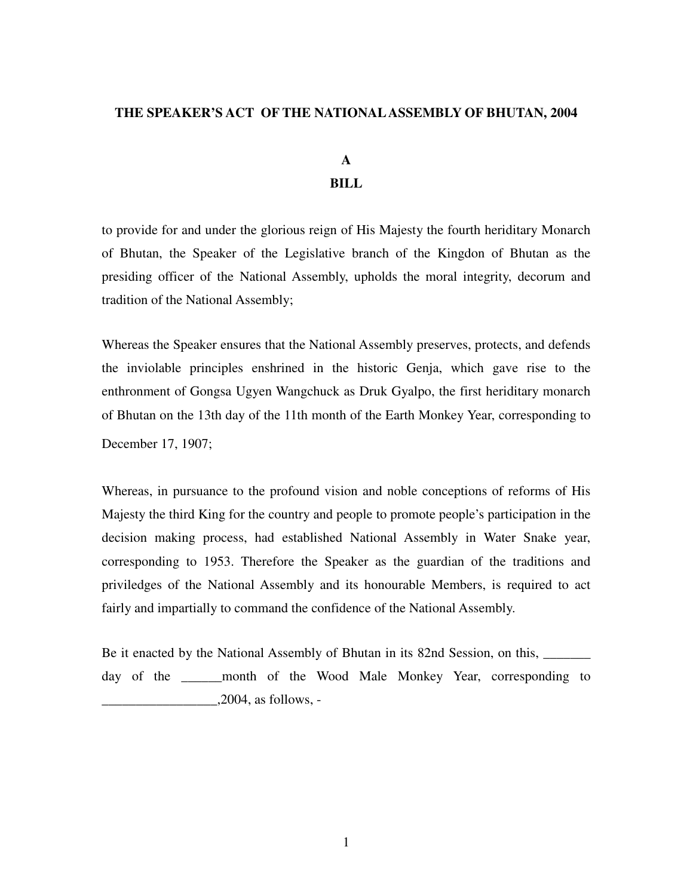# THE SPEAKER'S ACT OF THE NATIONAL ASSEMBLY OF BHUTAN, 2004

## A
## BILL

to provide for and under the glorious reign of His Majesty the fourth heriditary Monarch of Bhutan, the Speaker of the Legislative branch of the Kingdon of Bhutan as the presiding officer of the National Assembly, upholds the moral integrity, decorum and tradition of the National Assembly;

Whereas the Speaker ensures that the National Assembly preserves, protects, and defends the inviolable principles enshrined in the historic Genja, which gave rise to the enthronement of Gongsa Ugyen Wangchuck as Druk Gyalpo, the first heriditary monarch of Bhutan on the 13th day of the 11th month of the Earth Monkey Year, corresponding to December 17, 1907;

Whereas, in pursuance to the profound vision and noble conceptions of reforms of His Majesty the third King for the country and people to promote people's participation in the decision making process, had established National Assembly in Water Snake year, corresponding to 1953. Therefore the Speaker as the guardian of the traditions and priviledges of the National Assembly and its honourable Members, is required to act fairly and impartially to command the confidence of the National Assembly.

Be it enacted by the National Assembly of Bhutan in its 82nd Session, on this, _______ day of the ______month of the Wood Male Monkey Year, corresponding to _________________,2004, as follows, -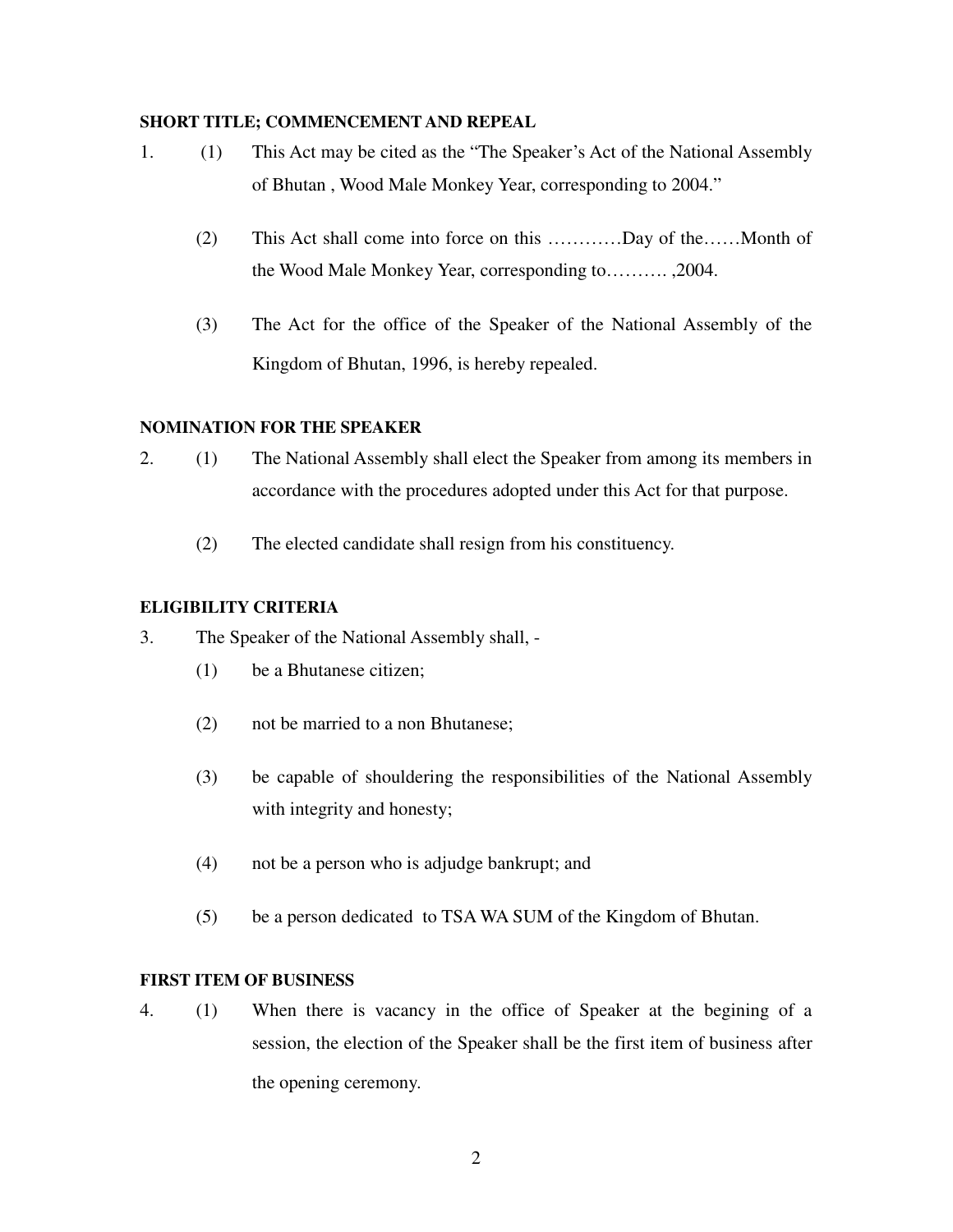**SHORT TITLE; COMMENCEMENT AND REPEAL**

1. (1) This Act may be cited as the "The Speaker's Act of the National Assembly of Bhutan , Wood Male Monkey Year, corresponding to 2004."

   (2) This Act shall come into force on this …………Day of the……Month of the Wood Male Monkey Year, corresponding to………. ,2004.

   (3) The Act for the office of the Speaker of the National Assembly of the Kingdom of Bhutan, 1996, is hereby repealed.

**NOMINATION FOR THE SPEAKER**

2. (1) The National Assembly shall elect the Speaker from among its members in accordance with the procedures adopted under this Act for that purpose.

   (2) The elected candidate shall resign from his constituency.

**ELIGIBILITY CRITERIA**

3. The Speaker of the National Assembly shall, -

   (1) be a Bhutanese citizen;

   (2) not be married to a non Bhutanese;

   (3) be capable of shouldering the responsibilities of the National Assembly with integrity and honesty;

   (4) not be a person who is adjudge bankrupt; and

   (5) be a person dedicated to TSA WA SUM of the Kingdom of Bhutan.

**FIRST ITEM OF BUSINESS**

4. (1) When there is vacancy in the office of Speaker at the begining of a session, the election of the Speaker shall be the first item of business after the opening ceremony.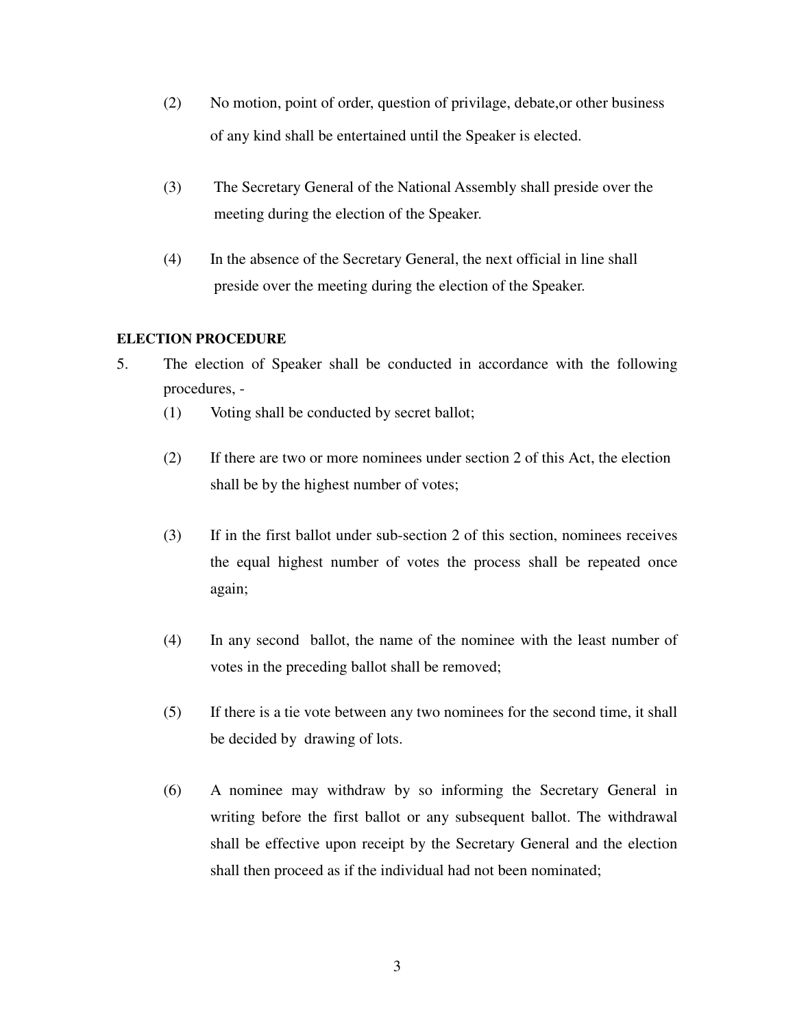(2) No motion, point of order, question of privilage, debate,or other business of any kind shall be entertained until the Speaker is elected.

(3) The Secretary General of the National Assembly shall preside over the meeting during the election of the Speaker.

(4) In the absence of the Secretary General, the next official in line shall preside over the meeting during the election of the Speaker.

**ELECTION PROCEDURE**

5. The election of Speaker shall be conducted in accordance with the following procedures, -

(1) Voting shall be conducted by secret ballot;

(2) If there are two or more nominees under section 2 of this Act, the election shall be by the highest number of votes;

(3) If in the first ballot under sub-section 2 of this section, nominees receives the equal highest number of votes the process shall be repeated once again;

(4) In any second ballot, the name of the nominee with the least number of votes in the preceding ballot shall be removed;

(5) If there is a tie vote between any two nominees for the second time, it shall be decided by drawing of lots.

(6) A nominee may withdraw by so informing the Secretary General in writing before the first ballot or any subsequent ballot. The withdrawal shall be effective upon receipt by the Secretary General and the election shall then proceed as if the individual had not been nominated;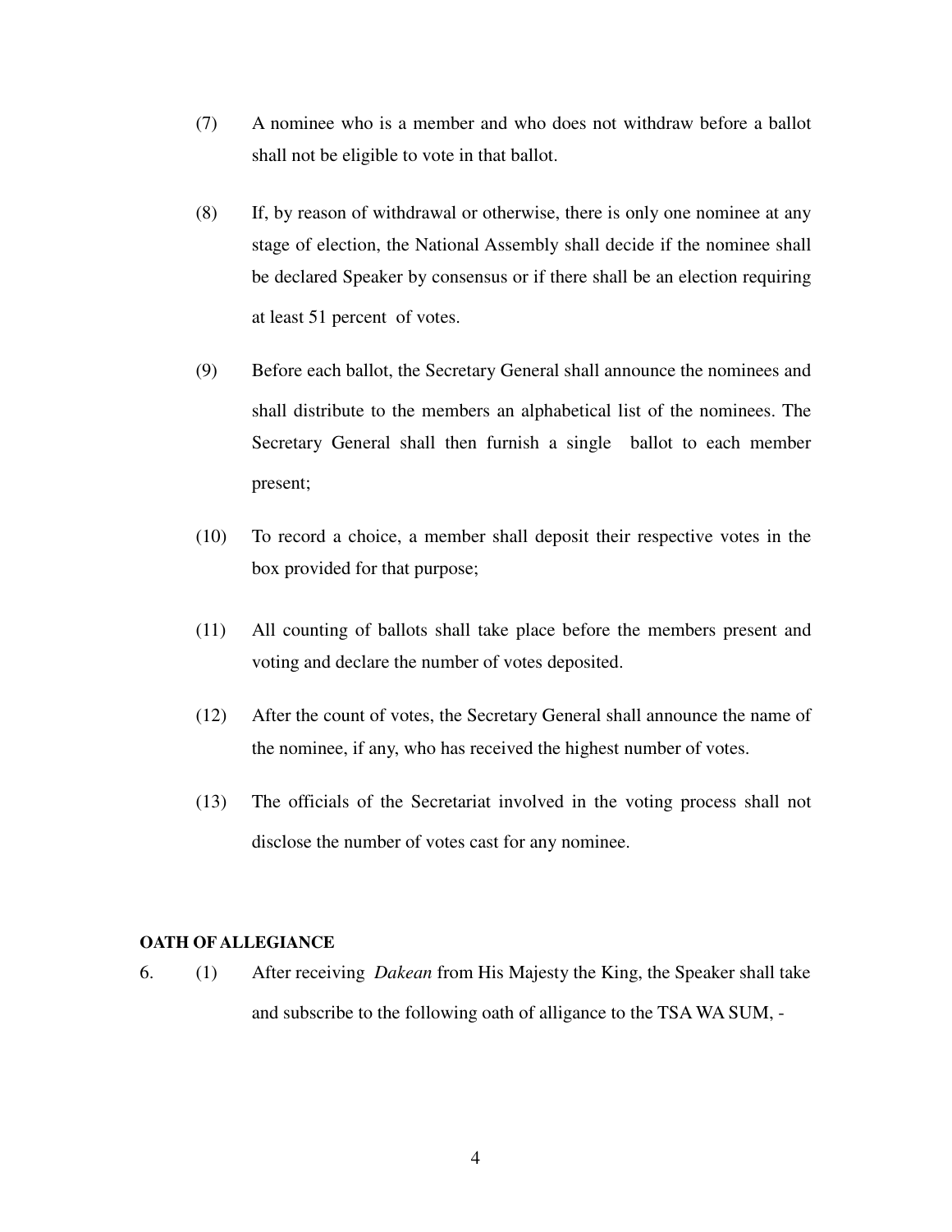(7) A nominee who is a member and who does not withdraw before a ballot shall not be eligible to vote in that ballot.

(8) If, by reason of withdrawal or otherwise, there is only one nominee at any stage of election, the National Assembly shall decide if the nominee shall be declared Speaker by consensus or if there shall be an election requiring at least 51 percent of votes.

(9) Before each ballot, the Secretary General shall announce the nominees and shall distribute to the members an alphabetical list of the nominees. The Secretary General shall then furnish a single ballot to each member present;

(10) To record a choice, a member shall deposit their respective votes in the box provided for that purpose;

(11) All counting of ballots shall take place before the members present and voting and declare the number of votes deposited.

(12) After the count of votes, the Secretary General shall announce the name of the nominee, if any, who has received the highest number of votes.

(13) The officials of the Secretariat involved in the voting process shall not disclose the number of votes cast for any nominee.

**OATH OF ALLEGIANCE**

6. (1) After receiving *Dakean* from His Majesty the King, the Speaker shall take and subscribe to the following oath of alligance to the TSA WA SUM, -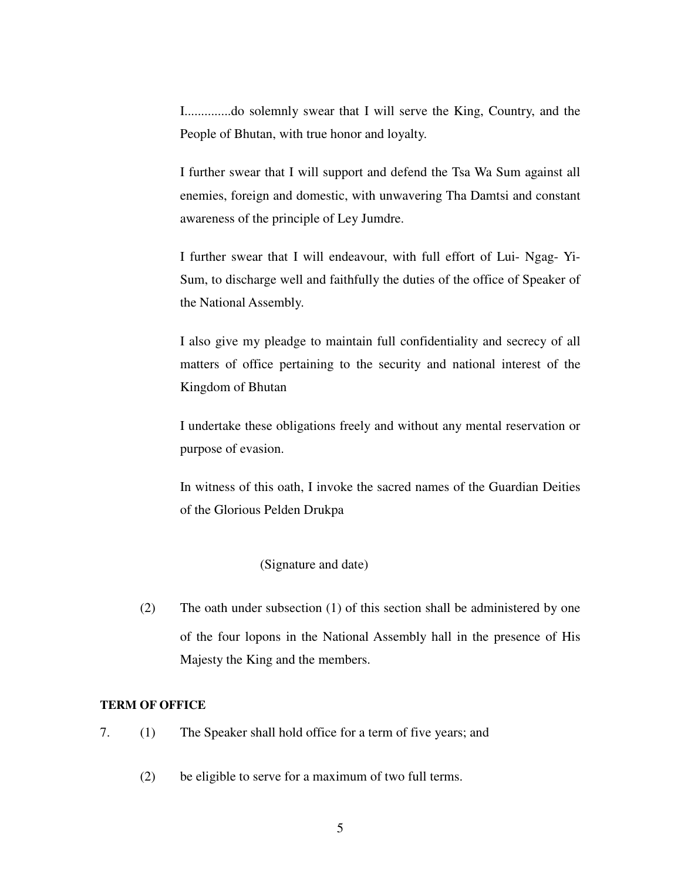I.............do solemnly swear that I will serve the King, Country, and the People of Bhutan, with true honor and loyalty.

I further swear that I will support and defend the Tsa Wa Sum against all enemies, foreign and domestic, with unwavering Tha Damtsi and constant awareness of the principle of Ley Jumdre.

I further swear that I will endeavour, with full effort of Lui- Ngag- Yi-Sum, to discharge well and faithfully the duties of the office of Speaker of the National Assembly.

I also give my pleadge to maintain full confidentiality and secrecy of all matters of office pertaining to the security and national interest of the Kingdom of Bhutan

I undertake these obligations freely and without any mental reservation or purpose of evasion.

In witness of this oath, I invoke the sacred names of the Guardian Deities of the Glorious Pelden Drukpa

(Signature and date)

(2) The oath under subsection (1) of this section shall be administered by one of the four lopons in the National Assembly hall in the presence of His Majesty the King and the members.

**TERM OF OFFICE**

7. (1) The Speaker shall hold office for a term of five years; and

(2) be eligible to serve for a maximum of two full terms.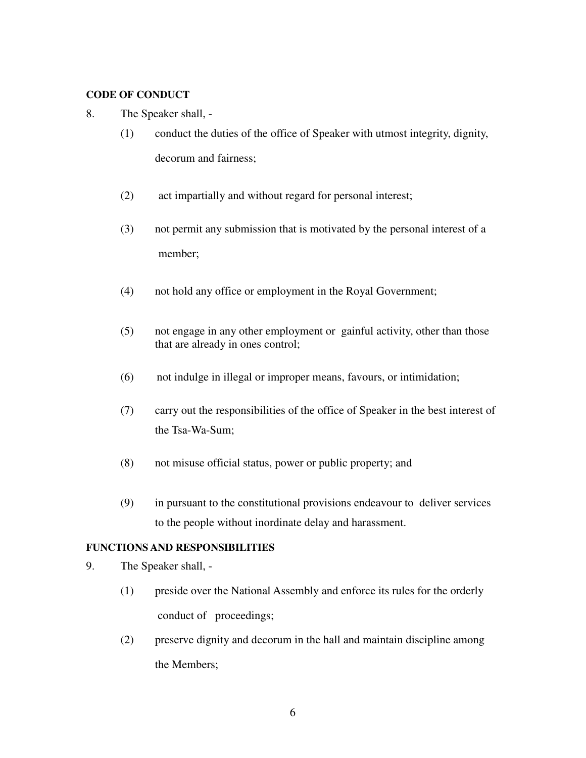**CODE OF CONDUCT**

8. The Speaker shall, -

   (1) conduct the duties of the office of Speaker with utmost integrity, dignity, decorum and fairness;

   (2) act impartially and without regard for personal interest;

   (3) not permit any submission that is motivated by the personal interest of a member;

   (4) not hold any office or employment in the Royal Government;

   (5) not engage in any other employment or gainful activity, other than those that are already in ones control;

   (6) not indulge in illegal or improper means, favours, or intimidation;

   (7) carry out the responsibilities of the office of Speaker in the best interest of the Tsa-Wa-Sum;

   (8) not misuse official status, power or public property; and

   (9) in pursuant to the constitutional provisions endeavour to deliver services to the people without inordinate delay and harassment.

**FUNCTIONS AND RESPONSIBILITIES**

9. The Speaker shall, -

   (1) preside over the National Assembly and enforce its rules for the orderly conduct of proceedings;

   (2) preserve dignity and decorum in the hall and maintain discipline among the Members;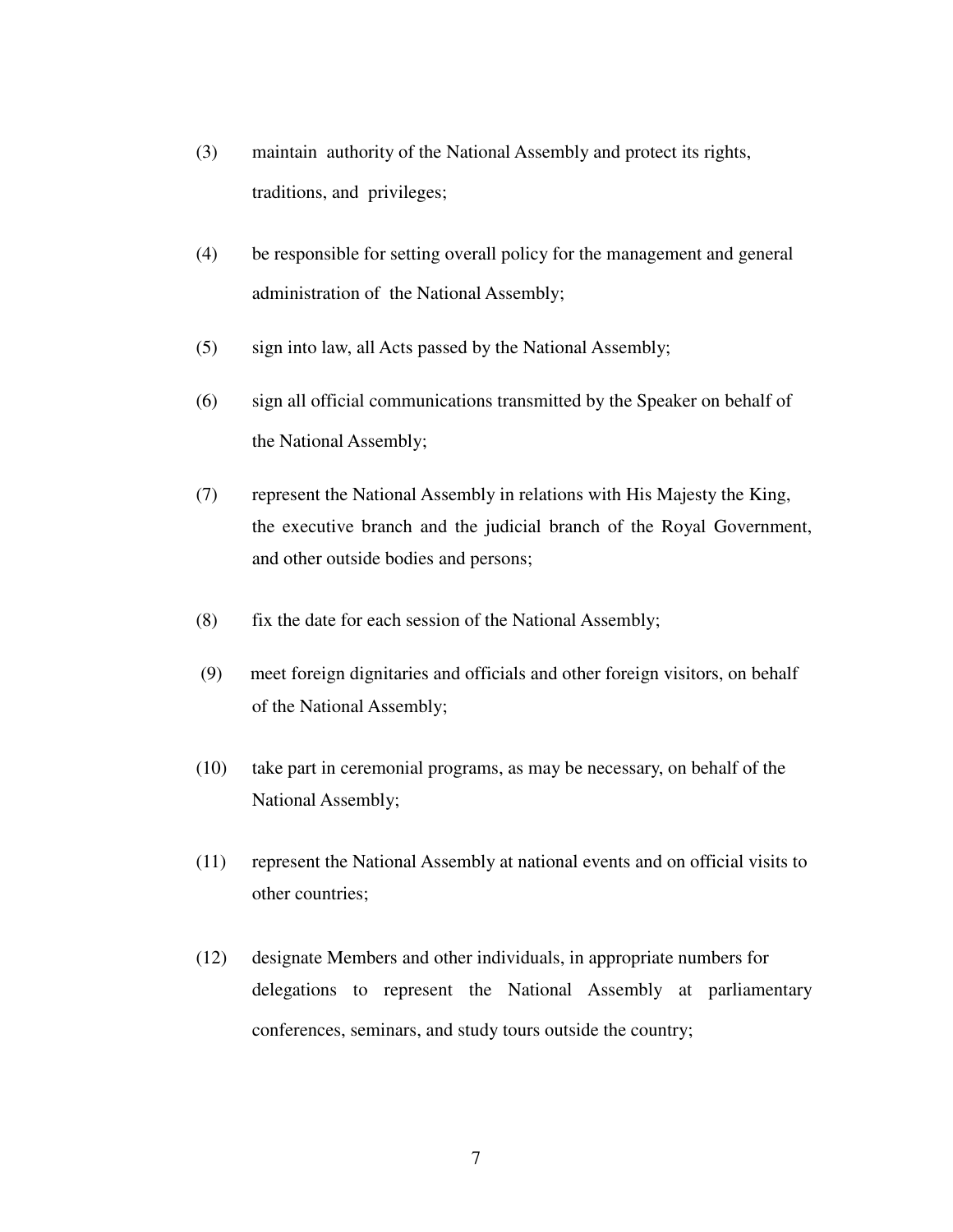(3) maintain authority of the National Assembly and protect its rights, traditions, and privileges;

(4) be responsible for setting overall policy for the management and general administration of the National Assembly;

(5) sign into law, all Acts passed by the National Assembly;

(6) sign all official communications transmitted by the Speaker on behalf of the National Assembly;

(7) represent the National Assembly in relations with His Majesty the King, the executive branch and the judicial branch of the Royal Government, and other outside bodies and persons;

(8) fix the date for each session of the National Assembly;

(9) meet foreign dignitaries and officials and other foreign visitors, on behalf of the National Assembly;

(10) take part in ceremonial programs, as may be necessary, on behalf of the National Assembly;

(11) represent the National Assembly at national events and on official visits to other countries;

(12) designate Members and other individuals, in appropriate numbers for delegations to represent the National Assembly at parliamentary conferences, seminars, and study tours outside the country;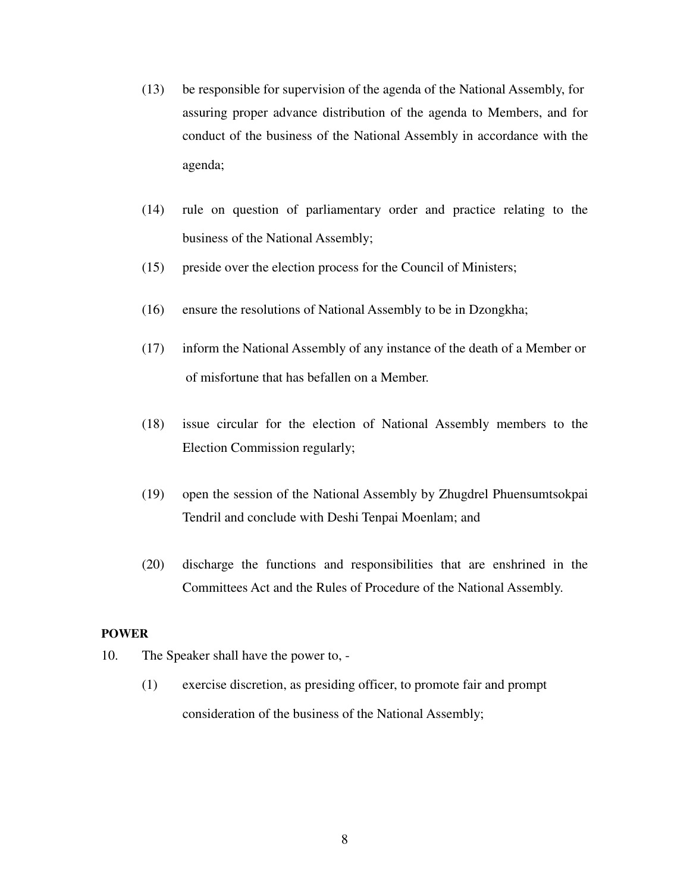(13) be responsible for supervision of the agenda of the National Assembly, for assuring proper advance distribution of the agenda to Members, and for conduct of the business of the National Assembly in accordance with the agenda;

(14) rule on question of parliamentary order and practice relating to the business of the National Assembly;

(15) preside over the election process for the Council of Ministers;

(16) ensure the resolutions of National Assembly to be in Dzongkha;

(17) inform the National Assembly of any instance of the death of a Member or of misfortune that has befallen on a Member.

(18) issue circular for the election of National Assembly members to the Election Commission regularly;

(19) open the session of the National Assembly by Zhugdrel Phuensumtsokpai Tendril and conclude with Deshi Tenpai Moenlam; and

(20) discharge the functions and responsibilities that are enshrined in the Committees Act and the Rules of Procedure of the National Assembly.

**POWER**

10. The Speaker shall have the power to, -

(1) exercise discretion, as presiding officer, to promote fair and prompt consideration of the business of the National Assembly;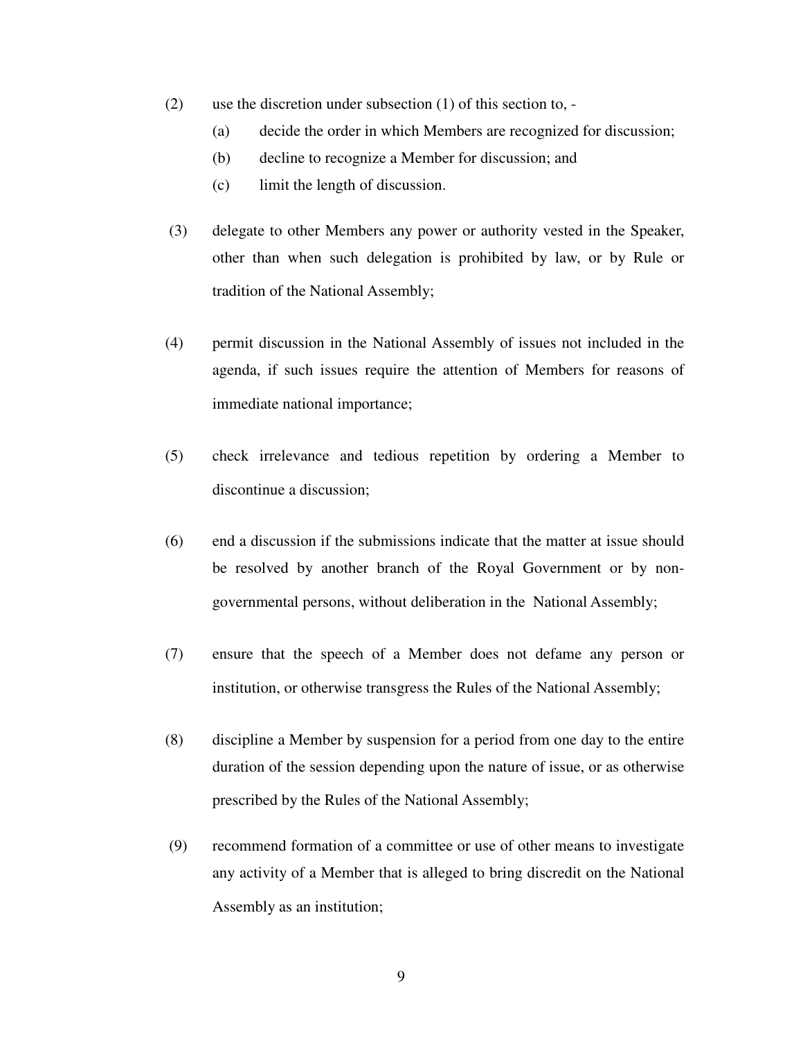(2) use the discretion under subsection (1) of this section to, -

  (a) decide the order in which Members are recognized for discussion;

  (b) decline to recognize a Member for discussion; and

  (c) limit the length of discussion.

(3) delegate to other Members any power or authority vested in the Speaker, other than when such delegation is prohibited by law, or by Rule or tradition of the National Assembly;

(4) permit discussion in the National Assembly of issues not included in the agenda, if such issues require the attention of Members for reasons of immediate national importance;

(5) check irrelevance and tedious repetition by ordering a Member to discontinue a discussion;

(6) end a discussion if the submissions indicate that the matter at issue should be resolved by another branch of the Royal Government or by non-governmental persons, without deliberation in the National Assembly;

(7) ensure that the speech of a Member does not defame any person or institution, or otherwise transgress the Rules of the National Assembly;

(8) discipline a Member by suspension for a period from one day to the entire duration of the session depending upon the nature of issue, or as otherwise prescribed by the Rules of the National Assembly;

(9) recommend formation of a committee or use of other means to investigate any activity of a Member that is alleged to bring discredit on the National Assembly as an institution;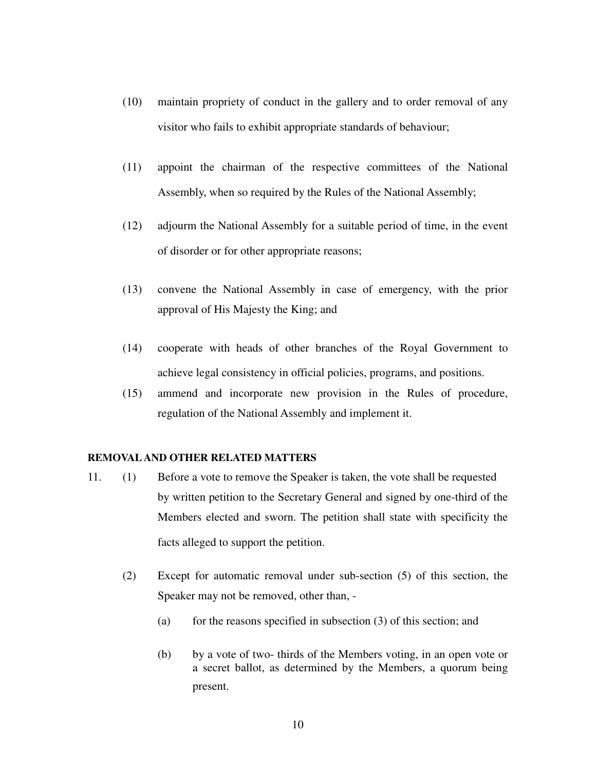(10) maintain propriety of conduct in the gallery and to order removal of any visitor who fails to exhibit appropriate standards of behaviour;

(11) appoint the chairman of the respective committees of the National Assembly, when so required by the Rules of the National Assembly;

(12) adjourm the National Assembly for a suitable period of time, in the event of disorder or for other appropriate reasons;

(13) convene the National Assembly in case of emergency, with the prior approval of His Majesty the King; and

(14) cooperate with heads of other branches of the Royal Government to achieve legal consistency in official policies, programs, and positions.

(15) ammend and incorporate new provision in the Rules of procedure, regulation of the National Assembly and implement it.

**REMOVAL AND OTHER RELATED MATTERS**

11. (1) Before a vote to remove the Speaker is taken, the vote shall be requested by written petition to the Secretary General and signed by one-third of the Members elected and sworn. The petition shall state with specificity the facts alleged to support the petition.

(2) Except for automatic removal under sub-section (5) of this section, the Speaker may not be removed, other than, -

(a) for the reasons specified in subsection (3) of this section; and

(b) by a vote of two- thirds of the Members voting, in an open vote or a secret ballot, as determined by the Members, a quorum being present.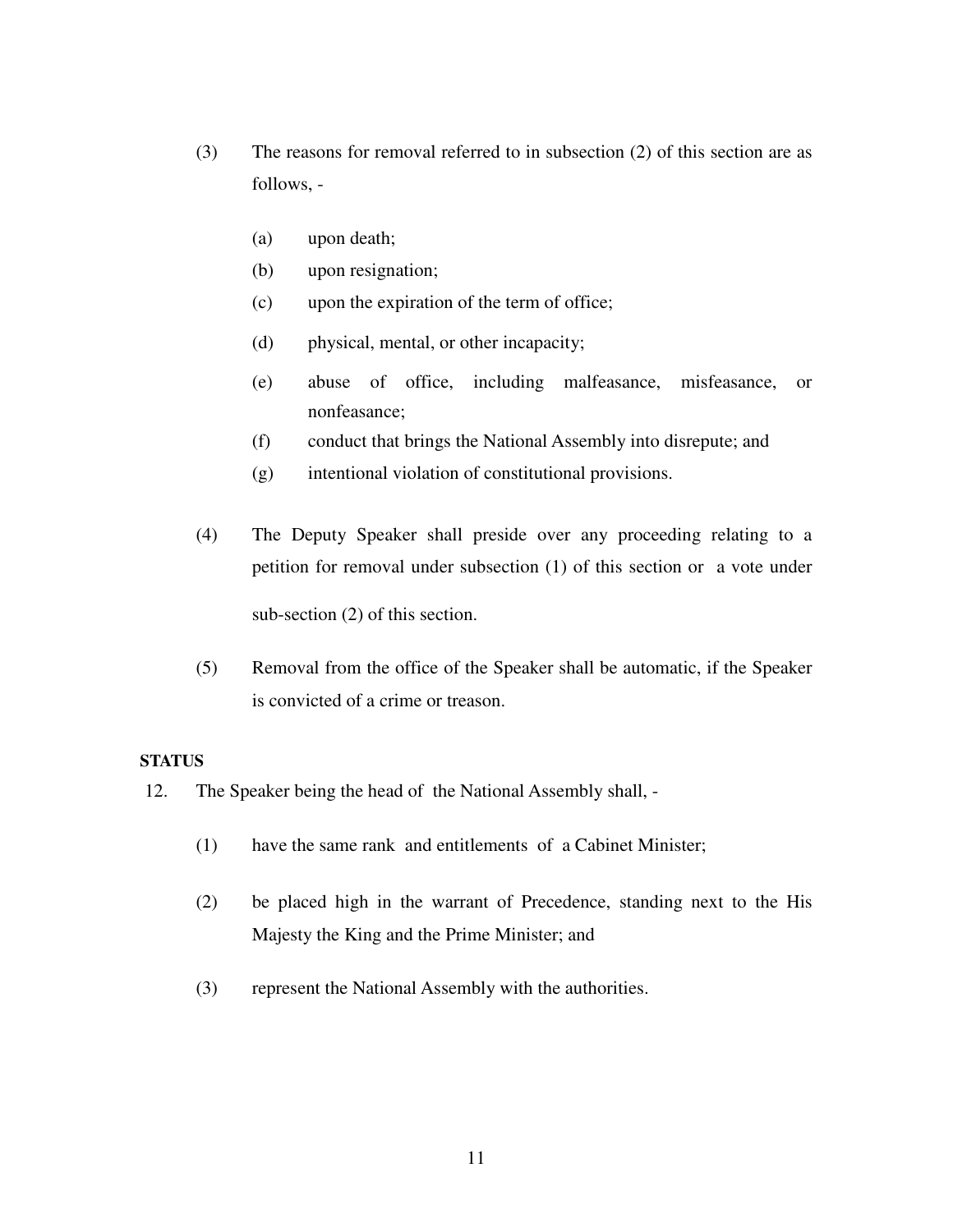(3) The reasons for removal referred to in subsection (2) of this section are as follows, -

   (a) upon death;
   (b) upon resignation;
   (c) upon the expiration of the term of office;
   (d) physical, mental, or other incapacity;
   (e) abuse of office, including malfeasance, misfeasance, or nonfeasance;
   (f) conduct that brings the National Assembly into disrepute; and
   (g) intentional violation of constitutional provisions.

(4) The Deputy Speaker shall preside over any proceeding relating to a petition for removal under subsection (1) of this section or a vote under sub-section (2) of this section.

(5) Removal from the office of the Speaker shall be automatic, if the Speaker is convicted of a crime or treason.

**STATUS**

12. The Speaker being the head of the National Assembly shall, -

   (1) have the same rank and entitlements of a Cabinet Minister;

   (2) be placed high in the warrant of Precedence, standing next to the His Majesty the King and the Prime Minister; and

   (3) represent the National Assembly with the authorities.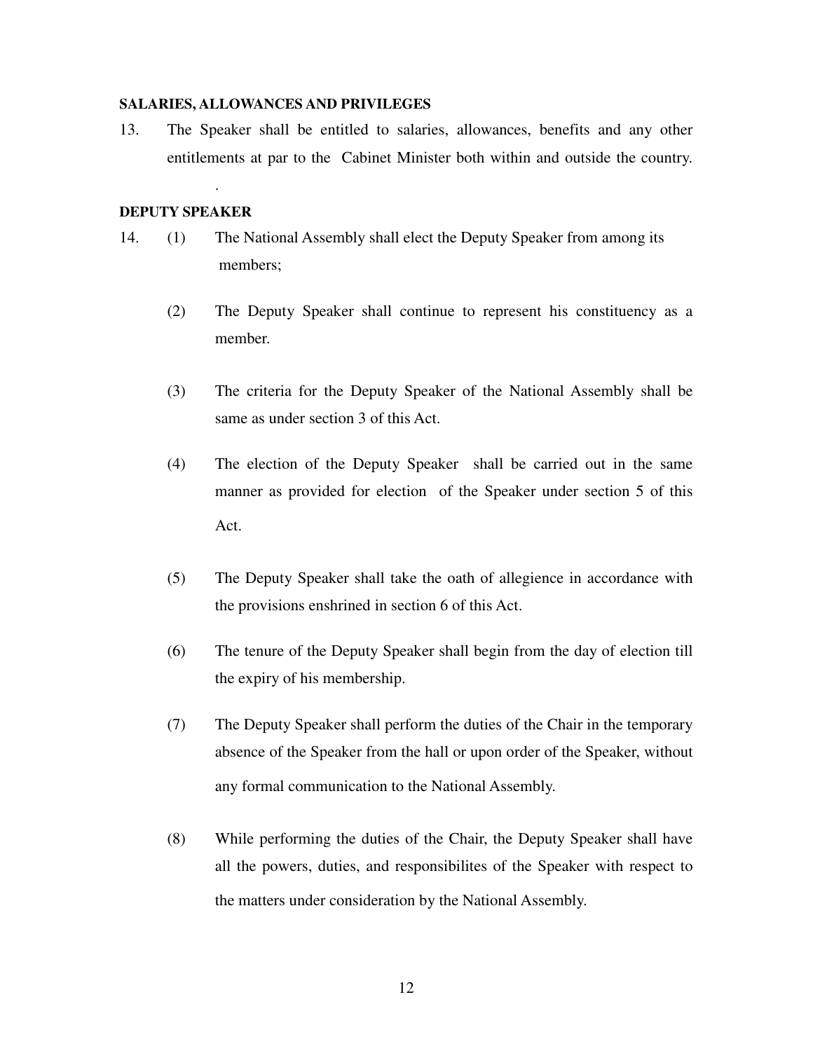**SALARIES, ALLOWANCES AND PRIVILEGES**

13. The Speaker shall be entitled to salaries, allowances, benefits and any other entitlements at par to the Cabinet Minister both within and outside the country.

.

**DEPUTY SPEAKER**

14. (1) The National Assembly shall elect the Deputy Speaker from among its members;

(2) The Deputy Speaker shall continue to represent his constituency as a member.

(3) The criteria for the Deputy Speaker of the National Assembly shall be same as under section 3 of this Act.

(4) The election of the Deputy Speaker shall be carried out in the same manner as provided for election of the Speaker under section 5 of this Act.

(5) The Deputy Speaker shall take the oath of allegience in accordance with the provisions enshrined in section 6 of this Act.

(6) The tenure of the Deputy Speaker shall begin from the day of election till the expiry of his membership.

(7) The Deputy Speaker shall perform the duties of the Chair in the temporary absence of the Speaker from the hall or upon order of the Speaker, without any formal communication to the National Assembly.

(8) While performing the duties of the Chair, the Deputy Speaker shall have all the powers, duties, and responsibilites of the Speaker with respect to the matters under consideration by the National Assembly.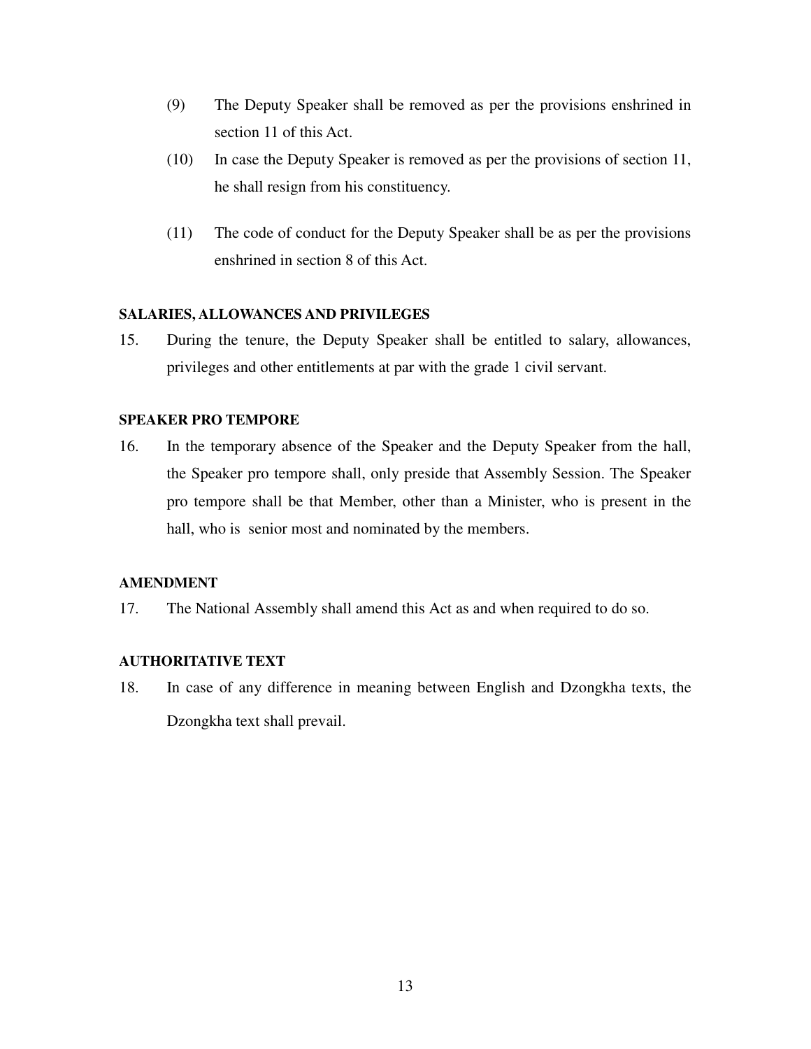(9) The Deputy Speaker shall be removed as per the provisions enshrined in section 11 of this Act.

(10) In case the Deputy Speaker is removed as per the provisions of section 11, he shall resign from his constituency.

(11) The code of conduct for the Deputy Speaker shall be as per the provisions enshrined in section 8 of this Act.

**SALARIES, ALLOWANCES AND PRIVILEGES**

15. During the tenure, the Deputy Speaker shall be entitled to salary, allowances, privileges and other entitlements at par with the grade 1 civil servant.

**SPEAKER PRO TEMPORE**

16. In the temporary absence of the Speaker and the Deputy Speaker from the hall, the Speaker pro tempore shall, only preside that Assembly Session. The Speaker pro tempore shall be that Member, other than a Minister, who is present in the hall, who is senior most and nominated by the members.

**AMENDMENT**

17. The National Assembly shall amend this Act as and when required to do so.

**AUTHORITATIVE TEXT**

18. In case of any difference in meaning between English and Dzongkha texts, the Dzongkha text shall prevail.